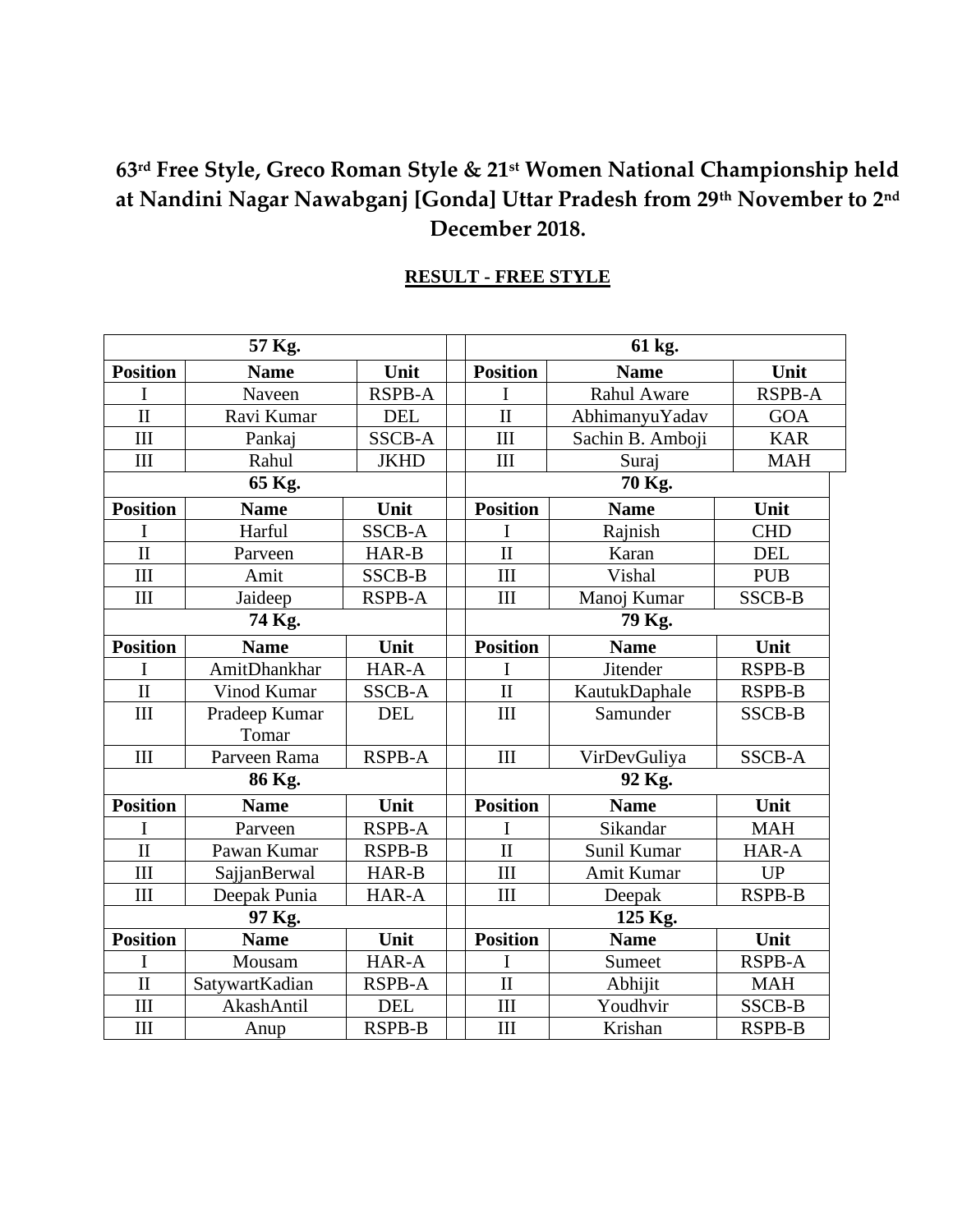# 63rd Free Style, Greco Roman Style & 21st Women National Championship held at Nandini Nagar Nawabganj [Gonda] Uttar Pradesh from 29th November to 2nd December 2018.

## RESULT - FREE STYLE

| 57 Kg. | | | | 61 kg. | | |
|---|---|---|---|---|---|---|
| **Position** | **Name** | **Unit** | | **Position** | **Name** | **Unit** |
| I | Naveen | RSPB-A | | I | Rahul Aware | RSPB-A |
| II | Ravi Kumar | DEL | | II | AbhimanyuYadav | GOA |
| III | Pankaj | SSCB-A | | III | Sachin B. Amboji | KAR |
| III | Rahul | JKHD | | III | Suraj | MAH |
| **65 Kg.** | | | | **70 Kg.** | | |
| **Position** | **Name** | **Unit** | | **Position** | **Name** | **Unit** |
| I | Harful | SSCB-A | | I | Rajnish | CHD |
| II | Parveen | HAR-B | | II | Karan | DEL |
| III | Amit | SSCB-B | | III | Vishal | PUB |
| III | Jaideep | RSPB-A | | III | Manoj Kumar | SSCB-B |
| **74 Kg.** | | | | **79 Kg.** | | |
| **Position** | **Name** | **Unit** | | **Position** | **Name** | **Unit** |
| I | AmitDhankhar | HAR-A | | I | Jitender | RSPB-B |
| II | Vinod Kumar | SSCB-A | | II | KautukDaphale | RSPB-B |
| III | Pradeep Kumar Tomar | DEL | | III | Samunder | SSCB-B |
| III | Parveen Rama | RSPB-A | | III | VirDevGuliya | SSCB-A |
| **86 Kg.** | | | | **92 Kg.** | | |
| **Position** | **Name** | **Unit** | | **Position** | **Name** | **Unit** |
| I | Parveen | RSPB-A | | I | Sikandar | MAH |
| II | Pawan Kumar | RSPB-B | | II | Sunil Kumar | HAR-A |
| III | SajjanBerwal | HAR-B | | III | Amit Kumar | UP |
| III | Deepak Punia | HAR-A | | III | Deepak | RSPB-B |
| **97 Kg.** | | | | **125 Kg.** | | |
| **Position** | **Name** | **Unit** | | **Position** | **Name** | **Unit** |
| I | Mousam | HAR-A | | I | Sumeet | RSPB-A |
| II | SatywartKadian | RSPB-A | | II | Abhijit | MAH |
| III | AkashAntil | DEL | | III | Youdhvir | SSCB-B |
| III | Anup | RSPB-B | | III | Krishan | RSPB-B |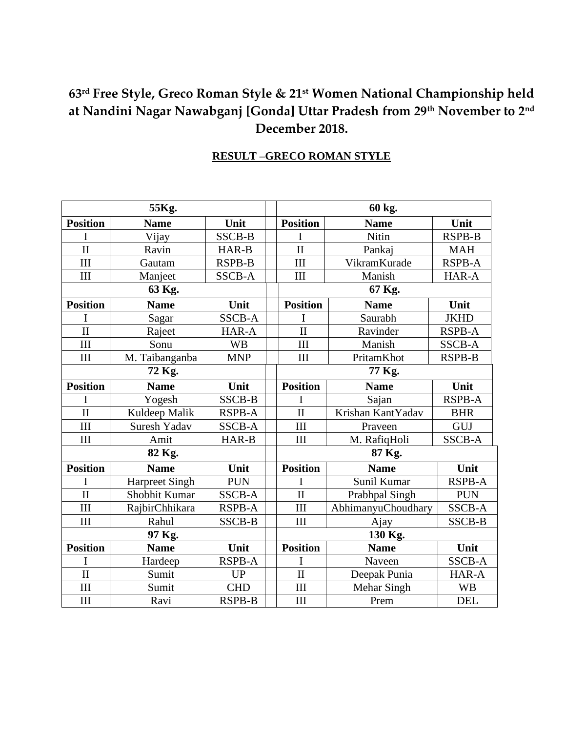# 63rd Free Style, Greco Roman Style & 21st Women National Championship held at Nandini Nagar Nawabganj [Gonda] Uttar Pradesh from 29th November to 2nd December 2018.

## RESULT –GRECO ROMAN STYLE

| 55Kg. | | | | 60 kg. | | |
|---|---|---|---|---|---|---|
| **Position** | **Name** | **Unit** | | **Position** | **Name** | **Unit** |
| I | Vijay | SSCB-B | | I | Nitin | RSPB-B |
| II | Ravin | HAR-B | | II | Pankaj | MAH |
| III | Gautam | RSPB-B | | III | VikramKurade | RSPB-A |
| III | Manjeet | SSCB-A | | III | Manish | HAR-A |
| **63 Kg.** | | | | **67 Kg.** | | |
| **Position** | **Name** | **Unit** | | **Position** | **Name** | **Unit** |
| I | Sagar | SSCB-A | | I | Saurabh | JKHD |
| II | Rajeet | HAR-A | | II | Ravinder | RSPB-A |
| III | Sonu | WB | | III | Manish | SSCB-A |
| III | M. Taibanganba | MNP | | III | PritamKhot | RSPB-B |
| **72 Kg.** | | | | **77 Kg.** | | |
| **Position** | **Name** | **Unit** | | **Position** | **Name** | **Unit** |
| I | Yogesh | SSCB-B | | I | Sajan | RSPB-A |
| II | Kuldeep Malik | RSPB-A | | II | Krishan KantYadav | BHR |
| III | Suresh Yadav | SSCB-A | | III | Praveen | GUJ |
| III | Amit | HAR-B | | III | M. RafiqHoli | SSCB-A |
| **82 Kg.** | | | | **87 Kg.** | | |
| **Position** | **Name** | **Unit** | | **Position** | **Name** | **Unit** |
| I | Harpreet Singh | PUN | | I | Sunil Kumar | RSPB-A |
| II | Shobhit Kumar | SSCB-A | | II | Prabhpal Singh | PUN |
| III | RajbirChhikara | RSPB-A | | III | AbhimanyuChoudhary | SSCB-A |
| III | Rahul | SSCB-B | | III | Ajay | SSCB-B |
| **97 Kg.** | | | | **130 Kg.** | | |
| **Position** | **Name** | **Unit** | | **Position** | **Name** | **Unit** |
| I | Hardeep | RSPB-A | | I | Naveen | SSCB-A |
| II | Sumit | UP | | II | Deepak Punia | HAR-A |
| III | Sumit | CHD | | III | Mehar Singh | WB |
| III | Ravi | RSPB-B | | III | Prem | DEL |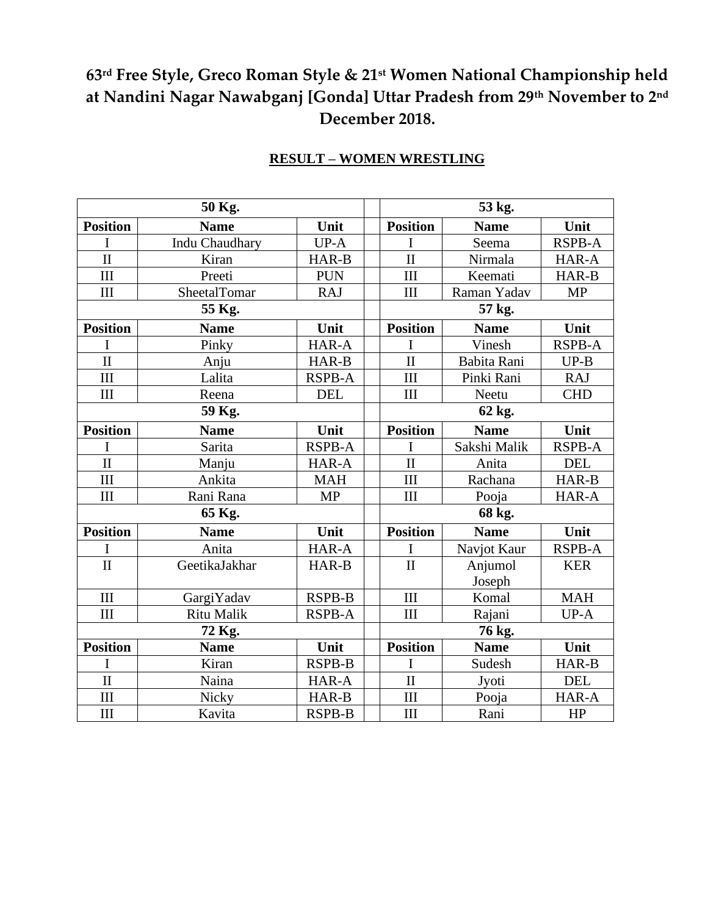# 63rd Free Style, Greco Roman Style & 21st Women National Championship held at Nandini Nagar Nawabganj [Gonda] Uttar Pradesh from 29th November to 2nd December 2018.

## RESULT – WOMEN WRESTLING

| 50 Kg. | | | | 53 kg. | | |
|---|---|---|---|---|---|---|
| **Position** | **Name** | **Unit** | | **Position** | **Name** | **Unit** |
| I | Indu Chaudhary | UP-A | | I | Seema | RSPB-A |
| II | Kiran | HAR-B | | II | Nirmala | HAR-A |
| III | Preeti | PUN | | III | Keemati | HAR-B |
| III | SheetalTomar | RAJ | | III | Raman Yadav | MP |
| **55 Kg.** | | | | **57 kg.** | | |
| **Position** | **Name** | **Unit** | | **Position** | **Name** | **Unit** |
| I | Pinky | HAR-A | | I | Vinesh | RSPB-A |
| II | Anju | HAR-B | | II | Babita Rani | UP-B |
| III | Lalita | RSPB-A | | III | Pinki Rani | RAJ |
| III | Reena | DEL | | III | Neetu | CHD |
| **59 Kg.** | | | | **62 kg.** | | |
| **Position** | **Name** | **Unit** | | **Position** | **Name** | **Unit** |
| I | Sarita | RSPB-A | | I | Sakshi Malik | RSPB-A |
| II | Manju | HAR-A | | II | Anita | DEL |
| III | Ankita | MAH | | III | Rachana | HAR-B |
| III | Rani Rana | MP | | III | Pooja | HAR-A |
| **65 Kg.** | | | | **68 kg.** | | |
| **Position** | **Name** | **Unit** | | **Position** | **Name** | **Unit** |
| I | Anita | HAR-A | | I | Navjot Kaur | RSPB-A |
| II | GeetikaJakhar | HAR-B | | II | Anjumol Joseph | KER |
| III | GargiYadav | RSPB-B | | III | Komal | MAH |
| III | Ritu Malik | RSPB-A | | III | Rajani | UP-A |
| **72 Kg.** | | | | **76 kg.** | | |
| **Position** | **Name** | **Unit** | | **Position** | **Name** | **Unit** |
| I | Kiran | RSPB-B | | I | Sudesh | HAR-B |
| II | Naina | HAR-A | | II | Jyoti | DEL |
| III | Nicky | HAR-B | | III | Pooja | HAR-A |
| III | Kavita | RSPB-B | | III | Rani | HP |